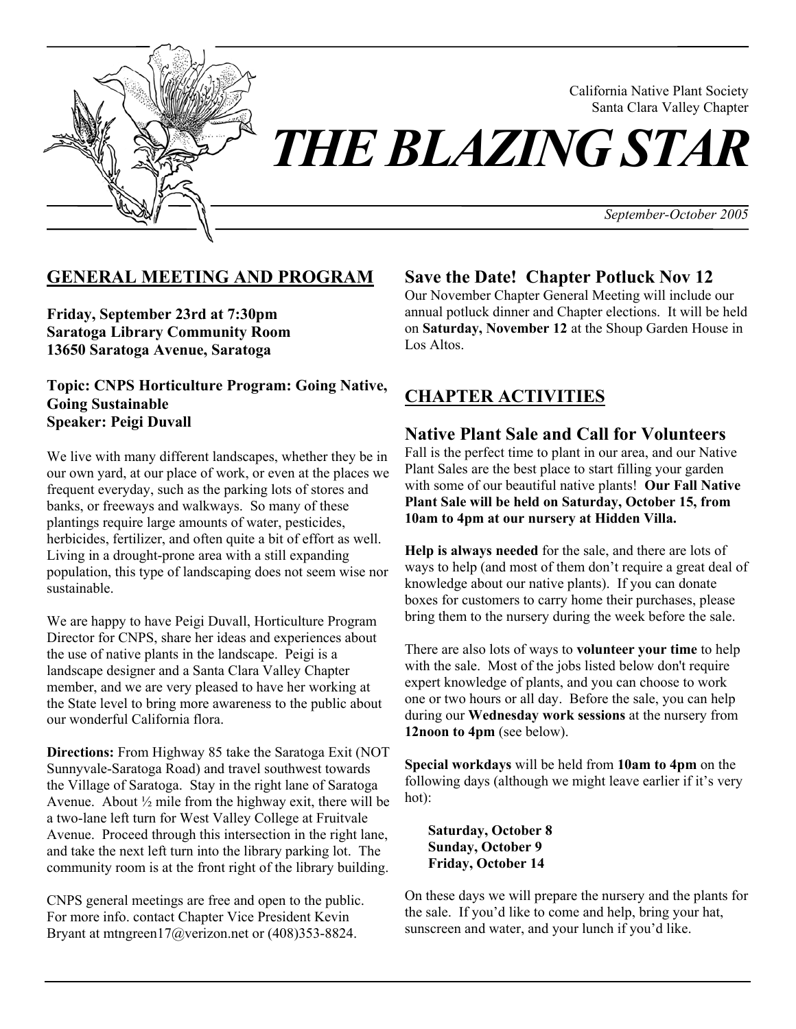California Native Plant Society
Santa Clara Valley Chapter

# *THE BLAZING STAR*

*September-October 2005*

## GENERAL MEETING AND PROGRAM

**Friday, September 23rd at 7:30pm**
**Saratoga Library Community Room**
**13650 Saratoga Avenue, Saratoga**

**Topic: CNPS Horticulture Program: Going Native, Going Sustainable**
**Speaker: Peigi Duvall**

We live with many different landscapes, whether they be in our own yard, at our place of work, or even at the places we frequent everyday, such as the parking lots of stores and banks, or freeways and walkways. So many of these plantings require large amounts of water, pesticides, herbicides, fertilizer, and often quite a bit of effort as well. Living in a drought-prone area with a still expanding population, this type of landscaping does not seem wise nor sustainable.

We are happy to have Peigi Duvall, Horticulture Program Director for CNPS, share her ideas and experiences about the use of native plants in the landscape. Peigi is a landscape designer and a Santa Clara Valley Chapter member, and we are very pleased to have her working at the State level to bring more awareness to the public about our wonderful California flora.

**Directions:** From Highway 85 take the Saratoga Exit (NOT Sunnyvale-Saratoga Road) and travel southwest towards the Village of Saratoga. Stay in the right lane of Saratoga Avenue. About ½ mile from the highway exit, there will be a two-lane left turn for West Valley College at Fruitvale Avenue. Proceed through this intersection in the right lane, and take the next left turn into the library parking lot. The community room is at the front right of the library building.

CNPS general meetings are free and open to the public. For more info. contact Chapter Vice President Kevin Bryant at mtngreen17@verizon.net or (408)353-8824.

### Save the Date! Chapter Potluck Nov 12

Our November Chapter General Meeting will include our annual potluck dinner and Chapter elections. It will be held on **Saturday, November 12** at the Shoup Garden House in Los Altos.

## CHAPTER ACTIVITIES

### Native Plant Sale and Call for Volunteers

Fall is the perfect time to plant in our area, and our Native Plant Sales are the best place to start filling your garden with some of our beautiful native plants! **Our Fall Native Plant Sale will be held on Saturday, October 15, from 10am to 4pm at our nursery at Hidden Villa.**

**Help is always needed** for the sale, and there are lots of ways to help (and most of them don't require a great deal of knowledge about our native plants). If you can donate boxes for customers to carry home their purchases, please bring them to the nursery during the week before the sale.

There are also lots of ways to **volunteer your time** to help with the sale. Most of the jobs listed below don't require expert knowledge of plants, and you can choose to work one or two hours or all day. Before the sale, you can help during our **Wednesday work sessions** at the nursery from **12noon to 4pm** (see below).

**Special workdays** will be held from **10am to 4pm** on the following days (although we might leave earlier if it's very hot):

**Saturday, October 8**
**Sunday, October 9**
**Friday, October 14**

On these days we will prepare the nursery and the plants for the sale. If you'd like to come and help, bring your hat, sunscreen and water, and your lunch if you'd like.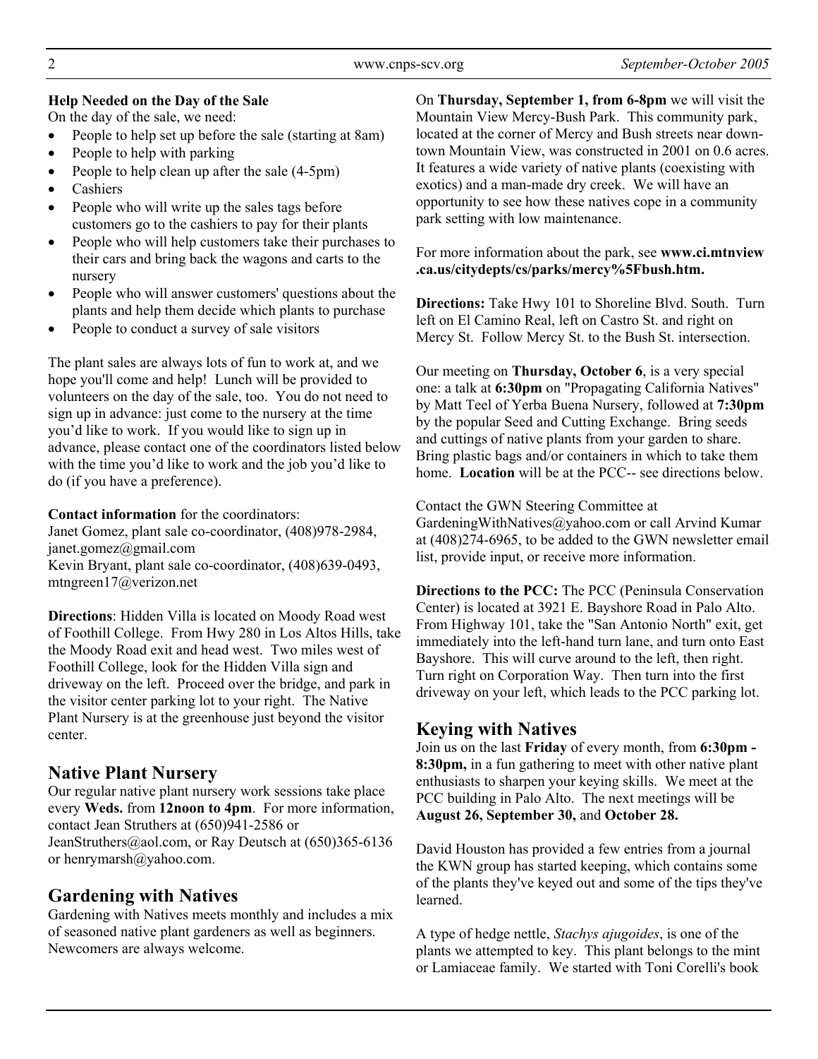**Help Needed on the Day of the Sale**

On the day of the sale, we need:

- People to help set up before the sale (starting at 8am)
- People to help with parking
- People to help clean up after the sale (4-5pm)
- Cashiers
- People who will write up the sales tags before customers go to the cashiers to pay for their plants
- People who will help customers take their purchases to their cars and bring back the wagons and carts to the nursery
- People who will answer customers' questions about the plants and help them decide which plants to purchase
- People to conduct a survey of sale visitors

The plant sales are always lots of fun to work at, and we hope you'll come and help! Lunch will be provided to volunteers on the day of the sale, too. You do not need to sign up in advance: just come to the nursery at the time you'd like to work. If you would like to sign up in advance, please contact one of the coordinators listed below with the time you'd like to work and the job you'd like to do (if you have a preference).

**Contact information** for the coordinators:
Janet Gomez, plant sale co-coordinator, (408)978-2984, janet.gomez@gmail.com
Kevin Bryant, plant sale co-coordinator, (408)639-0493, mtngreen17@verizon.net

**Directions**: Hidden Villa is located on Moody Road west of Foothill College. From Hwy 280 in Los Altos Hills, take the Moody Road exit and head west. Two miles west of Foothill College, look for the Hidden Villa sign and driveway on the left. Proceed over the bridge, and park in the visitor center parking lot to your right. The Native Plant Nursery is at the greenhouse just beyond the visitor center.

## Native Plant Nursery

Our regular native plant nursery work sessions take place every **Weds.** from **12noon to 4pm**. For more information, contact Jean Struthers at (650)941-2586 or JeanStruthers@aol.com, or Ray Deutsch at (650)365-6136 or henrymarsh@yahoo.com.

## Gardening with Natives

Gardening with Natives meets monthly and includes a mix of seasoned native plant gardeners as well as beginners. Newcomers are always welcome.

On **Thursday, September 1, from 6-8pm** we will visit the Mountain View Mercy-Bush Park. This community park, located at the corner of Mercy and Bush streets near downtown Mountain View, was constructed in 2001 on 0.6 acres. It features a wide variety of native plants (coexisting with exotics) and a man-made dry creek. We will have an opportunity to see how these natives cope in a community park setting with low maintenance.

For more information about the park, see **www.ci.mtnview.ca.us/citydepts/cs/parks/mercy%5Fbush.htm.**

**Directions:** Take Hwy 101 to Shoreline Blvd. South. Turn left on El Camino Real, left on Castro St. and right on Mercy St. Follow Mercy St. to the Bush St. intersection.

Our meeting on **Thursday, October 6**, is a very special one: a talk at **6:30pm** on "Propagating California Natives" by Matt Teel of Yerba Buena Nursery, followed at **7:30pm** by the popular Seed and Cutting Exchange. Bring seeds and cuttings of native plants from your garden to share. Bring plastic bags and/or containers in which to take them home. **Location** will be at the PCC-- see directions below.

Contact the GWN Steering Committee at GardeningWithNatives@yahoo.com or call Arvind Kumar at (408)274-6965, to be added to the GWN newsletter email list, provide input, or receive more information.

**Directions to the PCC:** The PCC (Peninsula Conservation Center) is located at 3921 E. Bayshore Road in Palo Alto. From Highway 101, take the "San Antonio North" exit, get immediately into the left-hand turn lane, and turn onto East Bayshore. This will curve around to the left, then right. Turn right on Corporation Way. Then turn into the first driveway on your left, which leads to the PCC parking lot.

## Keying with Natives

Join us on the last **Friday** of every month, from **6:30pm - 8:30pm,** in a fun gathering to meet with other native plant enthusiasts to sharpen your keying skills. We meet at the PCC building in Palo Alto. The next meetings will be **August 26, September 30,** and **October 28.**

David Houston has provided a few entries from a journal the KWN group has started keeping, which contains some of the plants they've keyed out and some of the tips they've learned.

A type of hedge nettle, *Stachys ajugoides*, is one of the plants we attempted to key. This plant belongs to the mint or Lamiaceae family. We started with Toni Corelli's book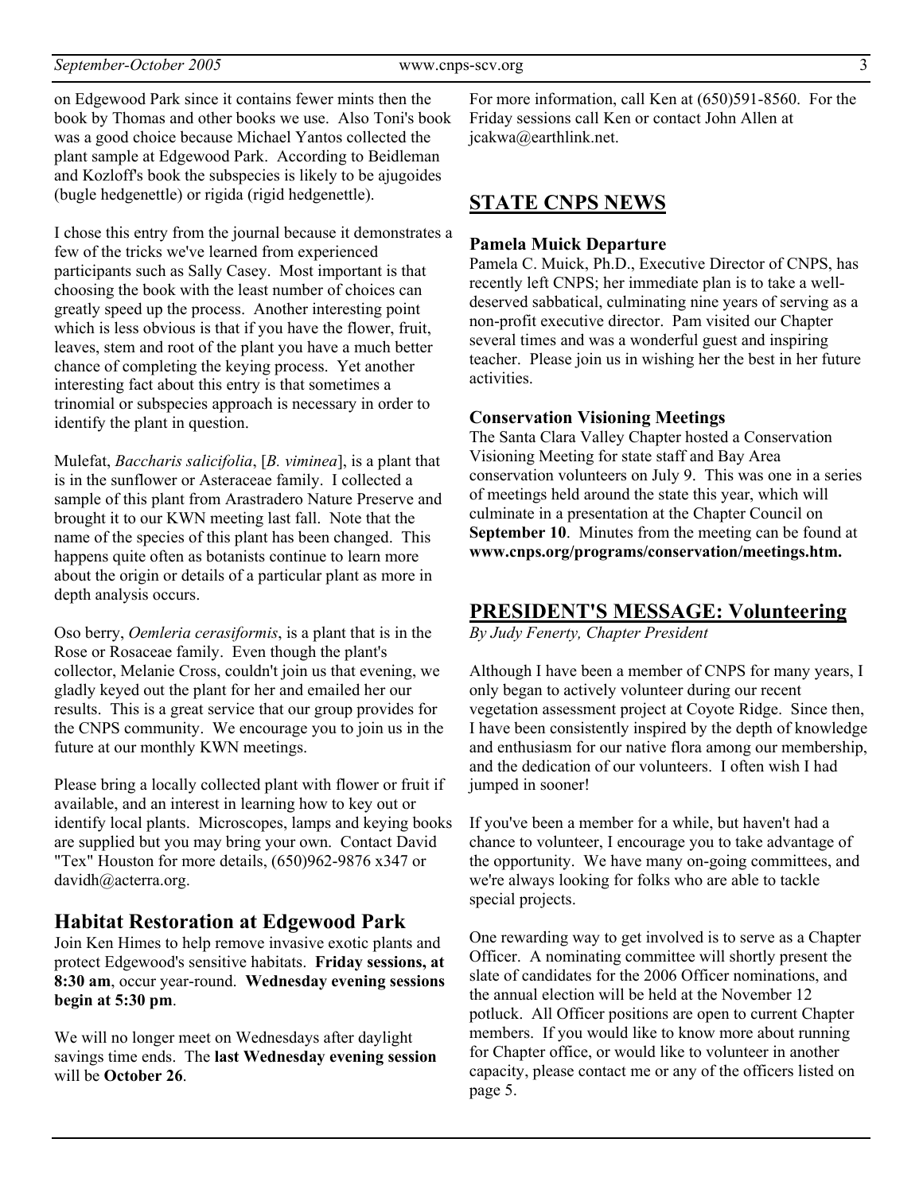on Edgewood Park since it contains fewer mints then the book by Thomas and other books we use. Also Toni's book was a good choice because Michael Yantos collected the plant sample at Edgewood Park. According to Beidleman and Kozloff's book the subspecies is likely to be ajugoides (bugle hedgenettle) or rigida (rigid hedgenettle).

I chose this entry from the journal because it demonstrates a few of the tricks we've learned from experienced participants such as Sally Casey. Most important is that choosing the book with the least number of choices can greatly speed up the process. Another interesting point which is less obvious is that if you have the flower, fruit, leaves, stem and root of the plant you have a much better chance of completing the keying process. Yet another interesting fact about this entry is that sometimes a trinomial or subspecies approach is necessary in order to identify the plant in question.

Mulefat, *Baccharis salicifolia*, [*B. viminea*], is a plant that is in the sunflower or Asteraceae family. I collected a sample of this plant from Arastradero Nature Preserve and brought it to our KWN meeting last fall. Note that the name of the species of this plant has been changed. This happens quite often as botanists continue to learn more about the origin or details of a particular plant as more in depth analysis occurs.

Oso berry, *Oemleria cerasiformis*, is a plant that is in the Rose or Rosaceae family. Even though the plant's collector, Melanie Cross, couldn't join us that evening, we gladly keyed out the plant for her and emailed her our results. This is a great service that our group provides for the CNPS community. We encourage you to join us in the future at our monthly KWN meetings.

Please bring a locally collected plant with flower or fruit if available, and an interest in learning how to key out or identify local plants. Microscopes, lamps and keying books are supplied but you may bring your own. Contact David "Tex" Houston for more details, (650)962-9876 x347 or davidh@acterra.org.

## Habitat Restoration at Edgewood Park

Join Ken Himes to help remove invasive exotic plants and protect Edgewood's sensitive habitats. **Friday sessions, at 8:30 am**, occur year-round. **Wednesday evening sessions begin at 5:30 pm**.

We will no longer meet on Wednesdays after daylight savings time ends. The **last Wednesday evening session** will be **October 26**.

For more information, call Ken at (650)591-8560. For the Friday sessions call Ken or contact John Allen at jcakwa@earthlink.net.

## STATE CNPS NEWS

### Pamela Muick Departure

Pamela C. Muick, Ph.D., Executive Director of CNPS, has recently left CNPS; her immediate plan is to take a well-deserved sabbatical, culminating nine years of serving as a non-profit executive director. Pam visited our Chapter several times and was a wonderful guest and inspiring teacher. Please join us in wishing her the best in her future activities.

### Conservation Visioning Meetings

The Santa Clara Valley Chapter hosted a Conservation Visioning Meeting for state staff and Bay Area conservation volunteers on July 9. This was one in a series of meetings held around the state this year, which will culminate in a presentation at the Chapter Council on **September 10**. Minutes from the meeting can be found at **www.cnps.org/programs/conservation/meetings.htm.**

## PRESIDENT'S MESSAGE: Volunteering

*By Judy Fenerty, Chapter President*

Although I have been a member of CNPS for many years, I only began to actively volunteer during our recent vegetation assessment project at Coyote Ridge. Since then, I have been consistently inspired by the depth of knowledge and enthusiasm for our native flora among our membership, and the dedication of our volunteers. I often wish I had jumped in sooner!

If you've been a member for a while, but haven't had a chance to volunteer, I encourage you to take advantage of the opportunity. We have many on-going committees, and we're always looking for folks who are able to tackle special projects.

One rewarding way to get involved is to serve as a Chapter Officer. A nominating committee will shortly present the slate of candidates for the 2006 Officer nominations, and the annual election will be held at the November 12 potluck. All Officer positions are open to current Chapter members. If you would like to know more about running for Chapter office, or would like to volunteer in another capacity, please contact me or any of the officers listed on page 5.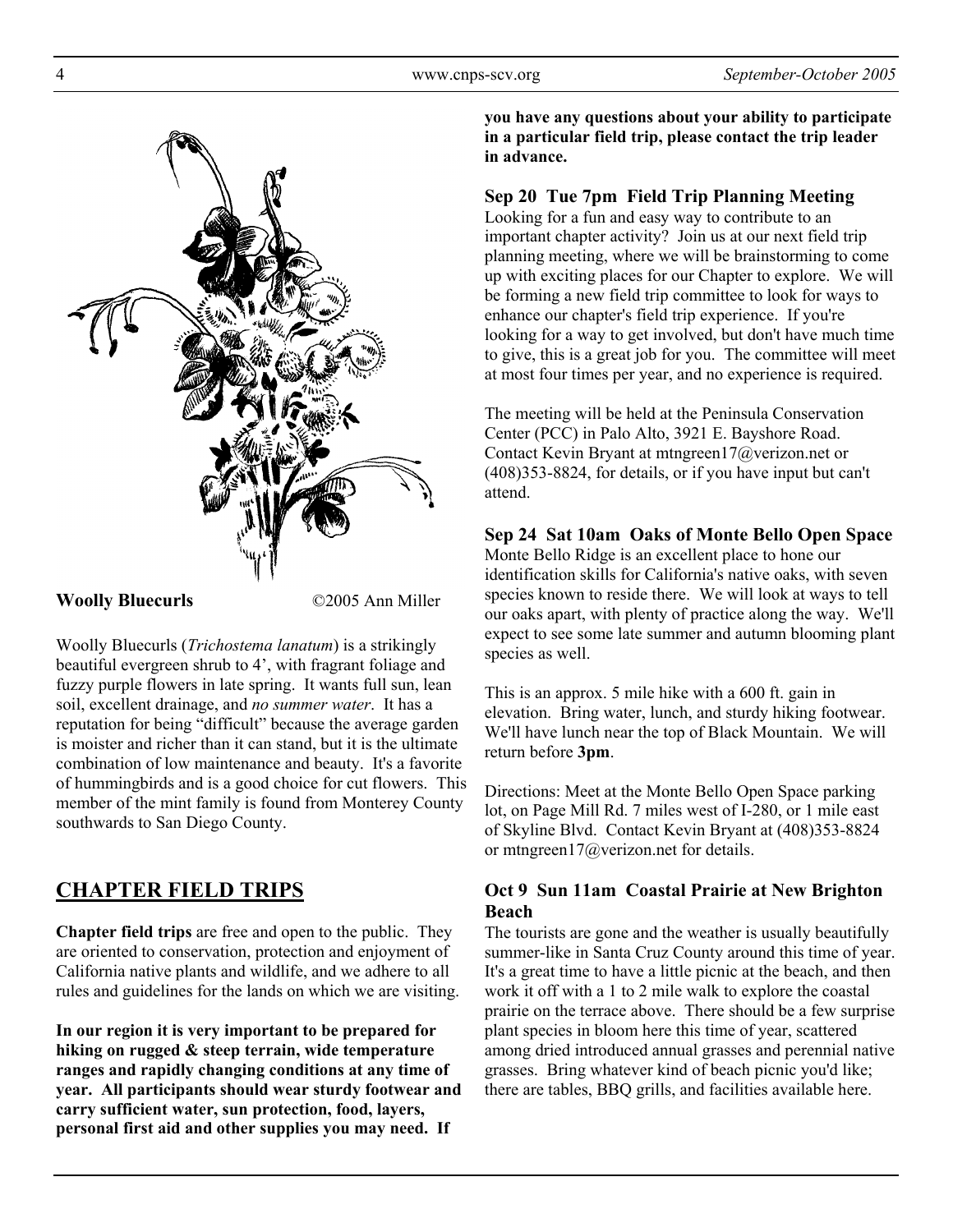**Woolly Bluecurls** ©2005 Ann Miller

Woolly Bluecurls (*Trichostema lanatum*) is a strikingly beautiful evergreen shrub to 4', with fragrant foliage and fuzzy purple flowers in late spring. It wants full sun, lean soil, excellent drainage, and *no summer water*. It has a reputation for being "difficult" because the average garden is moister and richer than it can stand, but it is the ultimate combination of low maintenance and beauty. It's a favorite of hummingbirds and is a good choice for cut flowers. This member of the mint family is found from Monterey County southwards to San Diego County.

## CHAPTER FIELD TRIPS

**Chapter field trips** are free and open to the public. They are oriented to conservation, protection and enjoyment of California native plants and wildlife, and we adhere to all rules and guidelines for the lands on which we are visiting.

**In our region it is very important to be prepared for hiking on rugged & steep terrain, wide temperature ranges and rapidly changing conditions at any time of year. All participants should wear sturdy footwear and carry sufficient water, sun protection, food, layers, personal first aid and other supplies you may need. If you have any questions about your ability to participate in a particular field trip, please contact the trip leader in advance.**

### Sep 20 Tue 7pm Field Trip Planning Meeting

Looking for a fun and easy way to contribute to an important chapter activity? Join us at our next field trip planning meeting, where we will be brainstorming to come up with exciting places for our Chapter to explore. We will be forming a new field trip committee to look for ways to enhance our chapter's field trip experience. If you're looking for a way to get involved, but don't have much time to give, this is a great job for you. The committee will meet at most four times per year, and no experience is required.

The meeting will be held at the Peninsula Conservation Center (PCC) in Palo Alto, 3921 E. Bayshore Road. Contact Kevin Bryant at mtngreen17@verizon.net or (408)353-8824, for details, or if you have input but can't attend.

### Sep 24 Sat 10am Oaks of Monte Bello Open Space

Monte Bello Ridge is an excellent place to hone our identification skills for California's native oaks, with seven species known to reside there. We will look at ways to tell our oaks apart, with plenty of practice along the way. We'll expect to see some late summer and autumn blooming plant species as well.

This is an approx. 5 mile hike with a 600 ft. gain in elevation. Bring water, lunch, and sturdy hiking footwear. We'll have lunch near the top of Black Mountain. We will return before **3pm**.

Directions: Meet at the Monte Bello Open Space parking lot, on Page Mill Rd. 7 miles west of I-280, or 1 mile east of Skyline Blvd. Contact Kevin Bryant at (408)353-8824 or mtngreen17@verizon.net for details.

### Oct 9 Sun 11am Coastal Prairie at New Brighton Beach

The tourists are gone and the weather is usually beautifully summer-like in Santa Cruz County around this time of year. It's a great time to have a little picnic at the beach, and then work it off with a 1 to 2 mile walk to explore the coastal prairie on the terrace above. There should be a few surprise plant species in bloom here this time of year, scattered among dried introduced annual grasses and perennial native grasses. Bring whatever kind of beach picnic you'd like; there are tables, BBQ grills, and facilities available here.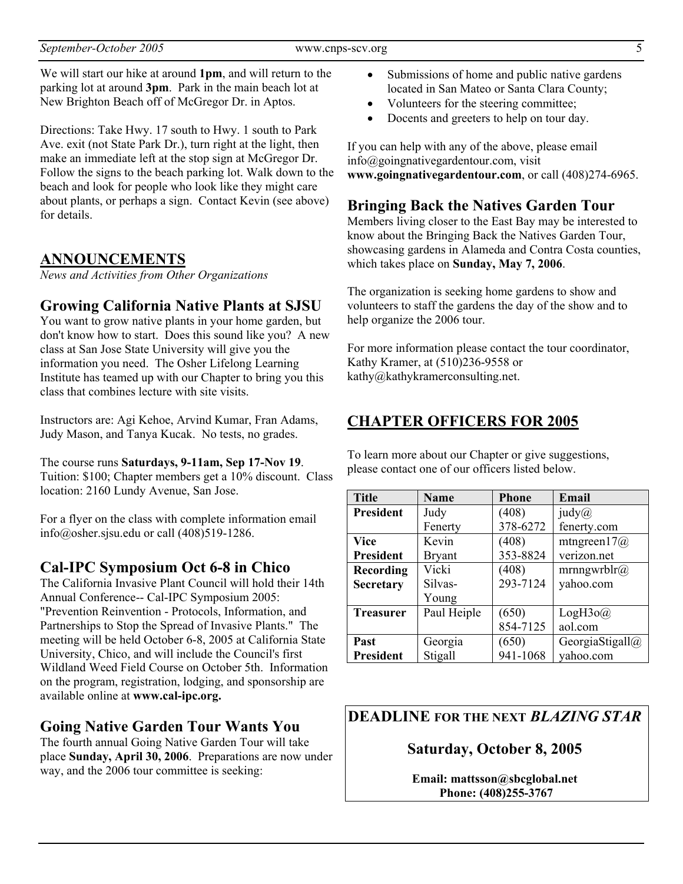We will start our hike at around **1pm**, and will return to the parking lot at around **3pm**. Park in the main beach lot at New Brighton Beach off of McGregor Dr. in Aptos.

Directions: Take Hwy. 17 south to Hwy. 1 south to Park Ave. exit (not State Park Dr.), turn right at the light, then make an immediate left at the stop sign at McGregor Dr. Follow the signs to the beach parking lot. Walk down to the beach and look for people who look like they might care about plants, or perhaps a sign. Contact Kevin (see above) for details.

## ANNOUNCEMENTS

*News and Activities from Other Organizations*

### Growing California Native Plants at SJSU

You want to grow native plants in your home garden, but don't know how to start. Does this sound like you? A new class at San Jose State University will give you the information you need. The Osher Lifelong Learning Institute has teamed up with our Chapter to bring you this class that combines lecture with site visits.

Instructors are: Agi Kehoe, Arvind Kumar, Fran Adams, Judy Mason, and Tanya Kucak. No tests, no grades.

The course runs **Saturdays, 9-11am, Sep 17-Nov 19**. Tuition: $100; Chapter members get a 10% discount. Class location: 2160 Lundy Avenue, San Jose.

For a flyer on the class with complete information email info@osher.sjsu.edu or call (408)519-1286.

### Cal-IPC Symposium Oct 6-8 in Chico

The California Invasive Plant Council will hold their 14th Annual Conference-- Cal-IPC Symposium 2005: "Prevention Reinvention - Protocols, Information, and Partnerships to Stop the Spread of Invasive Plants." The meeting will be held October 6-8, 2005 at California State University, Chico, and will include the Council's first Wildland Weed Field Course on October 5th. Information on the program, registration, lodging, and sponsorship are available online at **www.cal-ipc.org.**

### Going Native Garden Tour Wants You

The fourth annual Going Native Garden Tour will take place **Sunday, April 30, 2006**. Preparations are now under way, and the 2006 tour committee is seeking:

- Submissions of home and public native gardens located in San Mateo or Santa Clara County;
- Volunteers for the steering committee;
- Docents and greeters to help on tour day.

If you can help with any of the above, please email info@goingnativegardentour.com, visit **www.goingnativegardentour.com**, or call (408)274-6965.

### Bringing Back the Natives Garden Tour

Members living closer to the East Bay may be interested to know about the Bringing Back the Natives Garden Tour, showcasing gardens in Alameda and Contra Costa counties, which takes place on **Sunday, May 7, 2006**.

The organization is seeking home gardens to show and volunteers to staff the gardens the day of the show and to help organize the 2006 tour.

For more information please contact the tour coordinator, Kathy Kramer, at (510)236-9558 or kathy@kathykramerconsulting.net.

## CHAPTER OFFICERS FOR 2005

To learn more about our Chapter or give suggestions, please contact one of our officers listed below.

| Title | Name | Phone | Email |
|---|---|---|---|
| **President** | Judy Fenerty | (408) 378-6272 | judy@fenerty.com |
| **Vice President** | Kevin Bryant | (408) 353-8824 | mtngreen17@verizon.net |
| **Recording Secretary** | Vicki Silvas-Young | (408) 293-7124 | mrnngwrblr@yahoo.com |
| **Treasurer** | Paul Heiple | (650) 854-7125 | LogH3o@aol.com |
| **Past President** | Georgia Stigall | (650) 941-1068 | GeorgiaStigall@yahoo.com |

**DEADLINE** FOR THE NEXT ***BLAZING STAR***

**Saturday, October 8, 2005**

**Email: mattsson@sbcglobal.net**
**Phone: (408)255-3767**